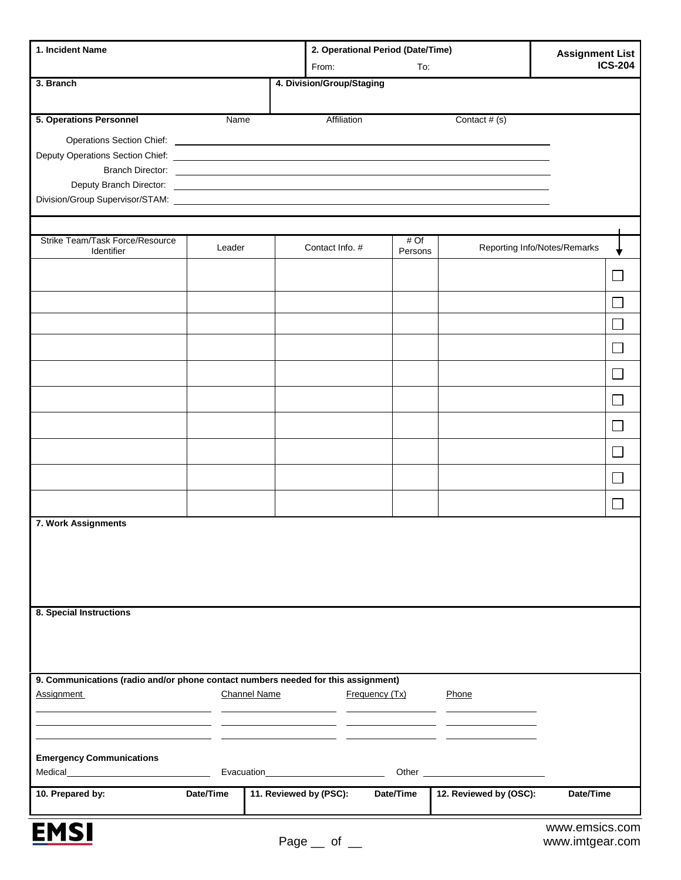| 1. Incident Name | 2. Operational Period (Date/Time) From: To: | Assignment List ICS-204 |
|---|---|---|

| 3. Branch | 4. Division/Group/Staging |
|---|---|

**5. Operations Personnel** Name Affiliation Contact # (s)

Operations Section Chief: ______

Deputy Operations Section Chief: ______

Branch Director: ______

Deputy Branch Director: ______

Division/Group Supervisor/STAM: ______

| Strike Team/Task Force/Resource Identifier | Leader | Contact Info. # | # Of Persons | Reporting Info/Notes/Remarks | ↓ |
|---|---|---|---|---|---|
| | | | | | ☐ |
| | | | | | ☐ |
| | | | | | ☐ |
| | | | | | ☐ |
| | | | | | ☐ |
| | | | | | ☐ |
| | | | | | ☐ |
| | | | | | ☐ |
| | | | | | ☐ |
| | | | | | ☐ |

**7. Work Assignments**

**8. Special Instructions**

**9. Communications (radio and/or phone contact numbers needed for this assignment)**

| Assignment | Channel Name | Frequency (Tx) | Phone |
|---|---|---|---|
| | | | |
| | | | |
| | | | |

**Emergency Communications**

Medical ______ Evacuation ______ Other ______

| 10. Prepared by: | Date/Time | 11. Reviewed by (PSC): | Date/Time | 12. Reviewed by (OSC): | Date/Time |
|---|---|---|---|---|---|
| | | | | | |

EMSI

www.emsics.com
www.imtgear.com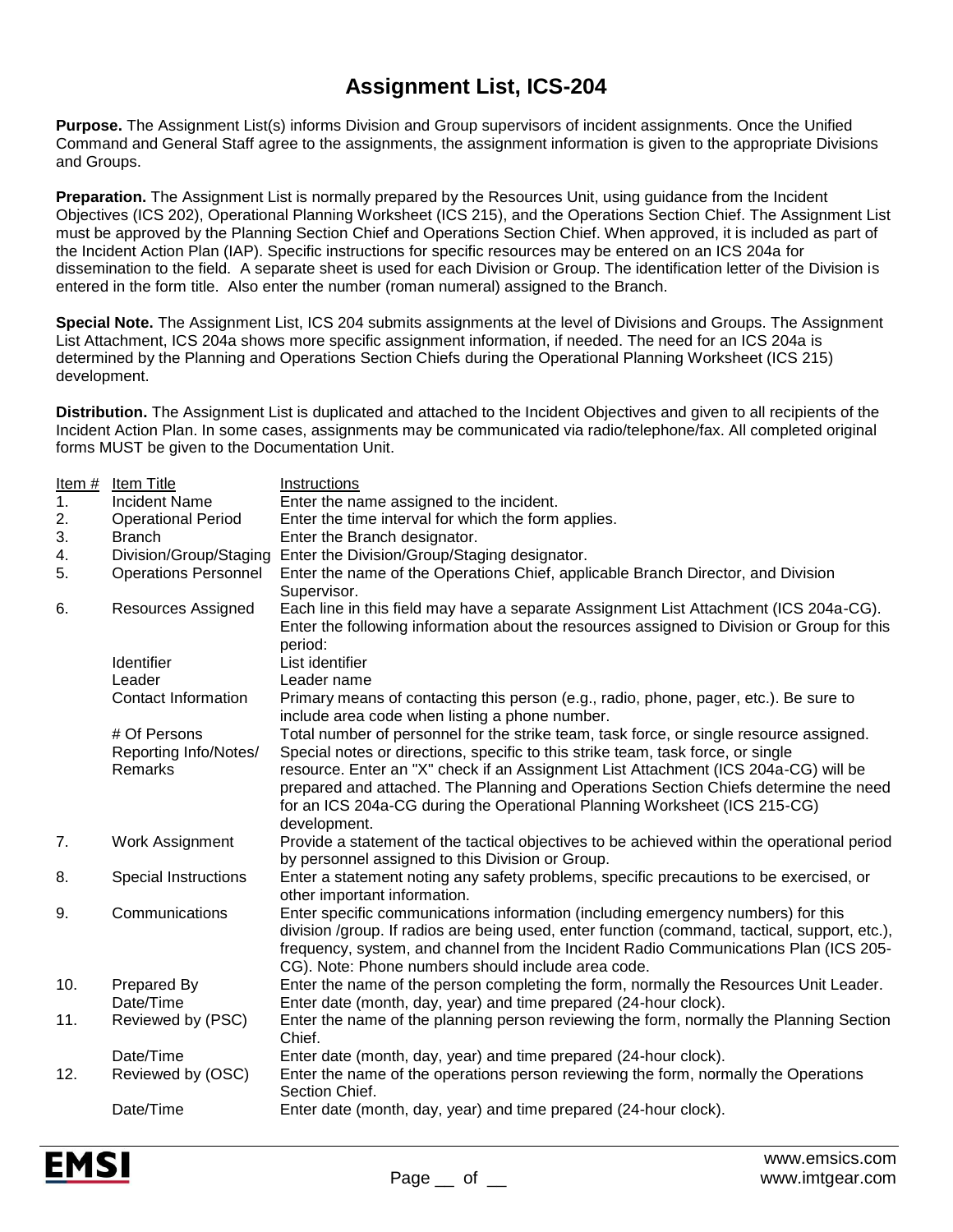# Assignment List, ICS-204

**Purpose.** The Assignment List(s) informs Division and Group supervisors of incident assignments. Once the Unified Command and General Staff agree to the assignments, the assignment information is given to the appropriate Divisions and Groups.

**Preparation.** The Assignment List is normally prepared by the Resources Unit, using guidance from the Incident Objectives (ICS 202), Operational Planning Worksheet (ICS 215), and the Operations Section Chief. The Assignment List must be approved by the Planning Section Chief and Operations Section Chief. When approved, it is included as part of the Incident Action Plan (IAP). Specific instructions for specific resources may be entered on an ICS 204a for dissemination to the field. A separate sheet is used for each Division or Group. The identification letter of the Division is entered in the form title. Also enter the number (roman numeral) assigned to the Branch.

**Special Note.** The Assignment List, ICS 204 submits assignments at the level of Divisions and Groups. The Assignment List Attachment, ICS 204a shows more specific assignment information, if needed. The need for an ICS 204a is determined by the Planning and Operations Section Chiefs during the Operational Planning Worksheet (ICS 215) development.

**Distribution.** The Assignment List is duplicated and attached to the Incident Objectives and given to all recipients of the Incident Action Plan. In some cases, assignments may be communicated via radio/telephone/fax. All completed original forms MUST be given to the Documentation Unit.

| Item # | Item Title | Instructions |
|---|---|---|
| 1. | Incident Name | Enter the name assigned to the incident. |
| 2. | Operational Period | Enter the time interval for which the form applies. |
| 3. | Branch | Enter the Branch designator. |
| 4. | Division/Group/Staging | Enter the Division/Group/Staging designator. |
| 5. | Operations Personnel | Enter the name of the Operations Chief, applicable Branch Director, and Division Supervisor. |
| 6. | Resources Assigned | Each line in this field may have a separate Assignment List Attachment (ICS 204a-CG). Enter the following information about the resources assigned to Division or Group for this period: |
| | Identifier | List identifier |
| | Leader | Leader name |
| | Contact Information | Primary means of contacting this person (e.g., radio, phone, pager, etc.). Be sure to include area code when listing a phone number. |
| | # Of Persons | Total number of personnel for the strike team, task force, or single resource assigned. |
| | Reporting Info/Notes/ Remarks | Special notes or directions, specific to this strike team, task force, or single resource. Enter an "X" check if an Assignment List Attachment (ICS 204a-CG) will be prepared and attached. The Planning and Operations Section Chiefs determine the need for an ICS 204a-CG during the Operational Planning Worksheet (ICS 215-CG) development. |
| 7. | Work Assignment | Provide a statement of the tactical objectives to be achieved within the operational period by personnel assigned to this Division or Group. |
| 8. | Special Instructions | Enter a statement noting any safety problems, specific precautions to be exercised, or other important information. |
| 9. | Communications | Enter specific communications information (including emergency numbers) for this division /group. If radios are being used, enter function (command, tactical, support, etc.), frequency, system, and channel from the Incident Radio Communications Plan (ICS 205-CG). Note: Phone numbers should include area code. |
| 10. | Prepared By | Enter the name of the person completing the form, normally the Resources Unit Leader. |
| | Date/Time | Enter date (month, day, year) and time prepared (24-hour clock). |
| 11. | Reviewed by (PSC) | Enter the name of the planning person reviewing the form, normally the Planning Section Chief. |
| | Date/Time | Enter date (month, day, year) and time prepared (24-hour clock). |
| 12. | Reviewed by (OSC) | Enter the name of the operations person reviewing the form, normally the Operations Section Chief. |
| | Date/Time | Enter date (month, day, year) and time prepared (24-hour clock). |

EMSI

www.emsics.com
www.imtgear.com